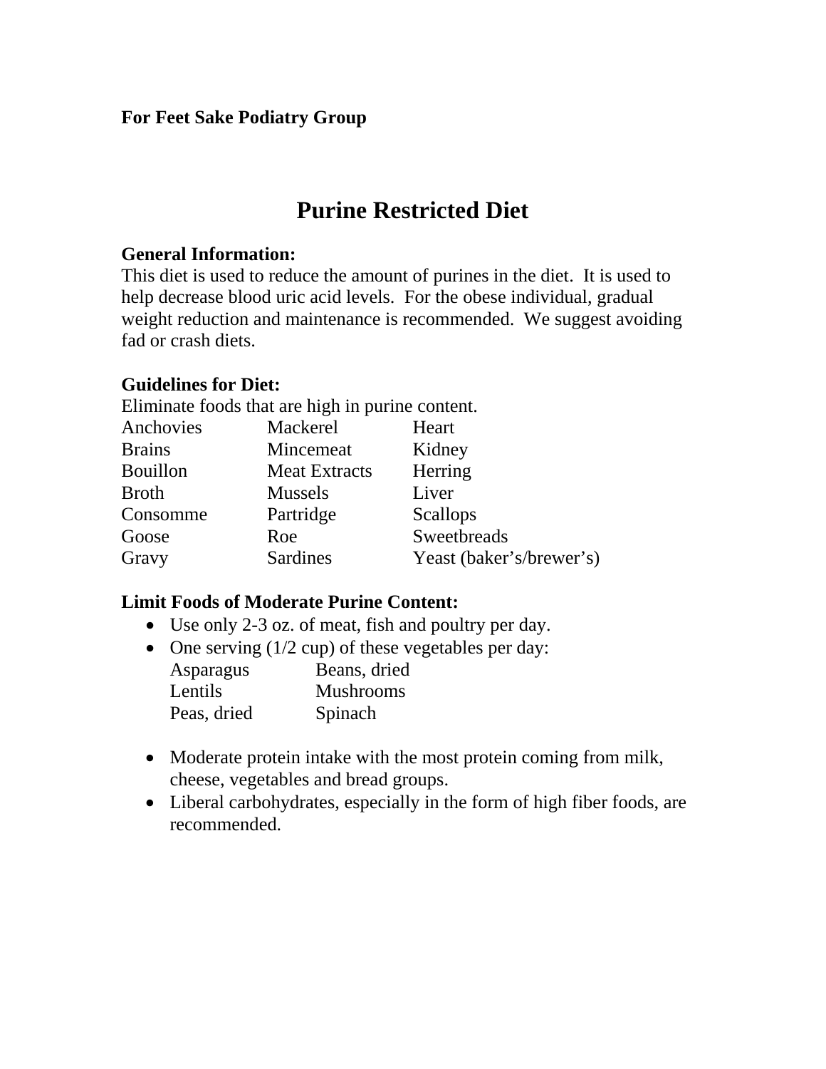**For Feet Sake Podiatry Group**

# Purine Restricted Diet

**General Information:**
This diet is used to reduce the amount of purines in the diet. It is used to help decrease blood uric acid levels. For the obese individual, gradual weight reduction and maintenance is recommended. We suggest avoiding fad or crash diets.

**Guidelines for Diet:**
Eliminate foods that are high in purine content.

| | | |
|---|---|---|
| Anchovies | Mackerel | Heart |
| Brains | Mincemeat | Kidney |
| Bouillon | Meat Extracts | Herring |
| Broth | Mussels | Liver |
| Consomme | Partridge | Scallops |
| Goose | Roe | Sweetbreads |
| Gravy | Sardines | Yeast (baker's/brewer's) |

**Limit Foods of Moderate Purine Content:**

- Use only 2-3 oz. of meat, fish and poultry per day.
- One serving (1/2 cup) of these vegetables per day:

  | | |
  |---|---|
  | Asparagus | Beans, dried |
  | Lentils | Mushrooms |
  | Peas, dried | Spinach |

- Moderate protein intake with the most protein coming from milk, cheese, vegetables and bread groups.
- Liberal carbohydrates, especially in the form of high fiber foods, are recommended.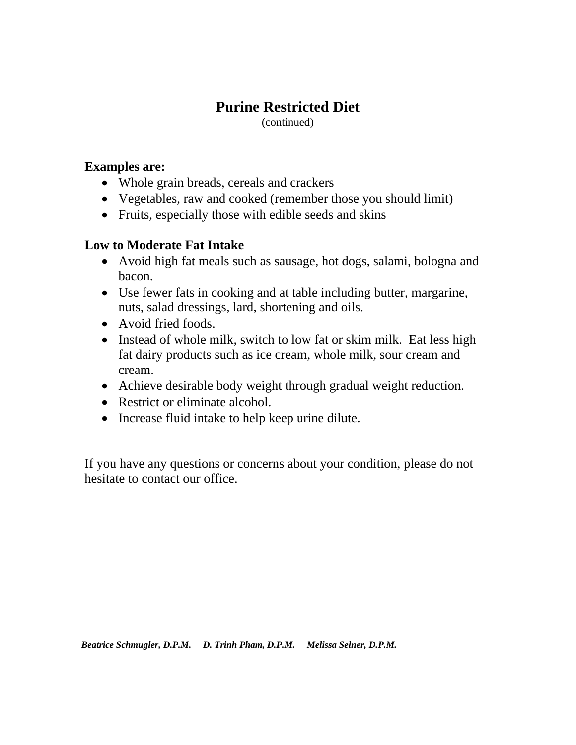# Purine Restricted Diet

(continued)

**Examples are:**

- Whole grain breads, cereals and crackers
- Vegetables, raw and cooked (remember those you should limit)
- Fruits, especially those with edible seeds and skins

**Low to Moderate Fat Intake**

- Avoid high fat meals such as sausage, hot dogs, salami, bologna and bacon.
- Use fewer fats in cooking and at table including butter, margarine, nuts, salad dressings, lard, shortening and oils.
- Avoid fried foods.
- Instead of whole milk, switch to low fat or skim milk. Eat less high fat dairy products such as ice cream, whole milk, sour cream and cream.
- Achieve desirable body weight through gradual weight reduction.
- Restrict or eliminate alcohol.
- Increase fluid intake to help keep urine dilute.

If you have any questions or concerns about your condition, please do not hesitate to contact our office.

***Beatrice Schmugler, D.P.M.     D. Trinh Pham, D.P.M.     Melissa Selner, D.P.M.***